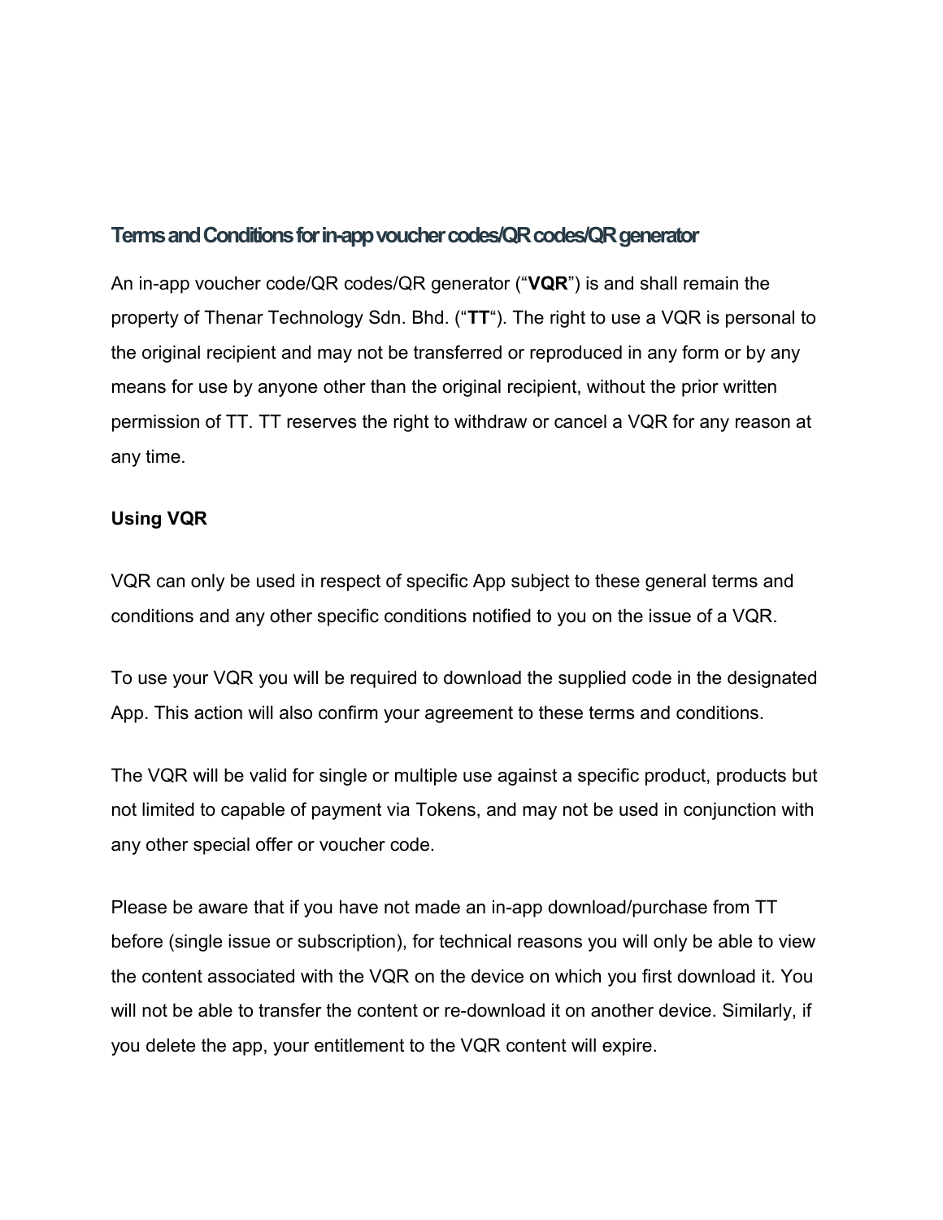## Terms and Conditions for in-app voucher codes/QR codes/QR generator

An in-app voucher code/QR codes/QR generator (“**VQR**”) is and shall remain the property of Thenar Technology Sdn. Bhd. (“**TT**“). The right to use a VQR is personal to the original recipient and may not be transferred or reproduced in any form or by any means for use by anyone other than the original recipient, without the prior written permission of TT. TT reserves the right to withdraw or cancel a VQR for any reason at any time.

### Using VQR

VQR can only be used in respect of specific App subject to these general terms and conditions and any other specific conditions notified to you on the issue of a VQR.

To use your VQR you will be required to download the supplied code in the designated App. This action will also confirm your agreement to these terms and conditions.

The VQR will be valid for single or multiple use against a specific product, products but not limited to capable of payment via Tokens, and may not be used in conjunction with any other special offer or voucher code.

Please be aware that if you have not made an in-app download/purchase from TT before (single issue or subscription), for technical reasons you will only be able to view the content associated with the VQR on the device on which you first download it. You will not be able to transfer the content or re-download it on another device. Similarly, if you delete the app, your entitlement to the VQR content will expire.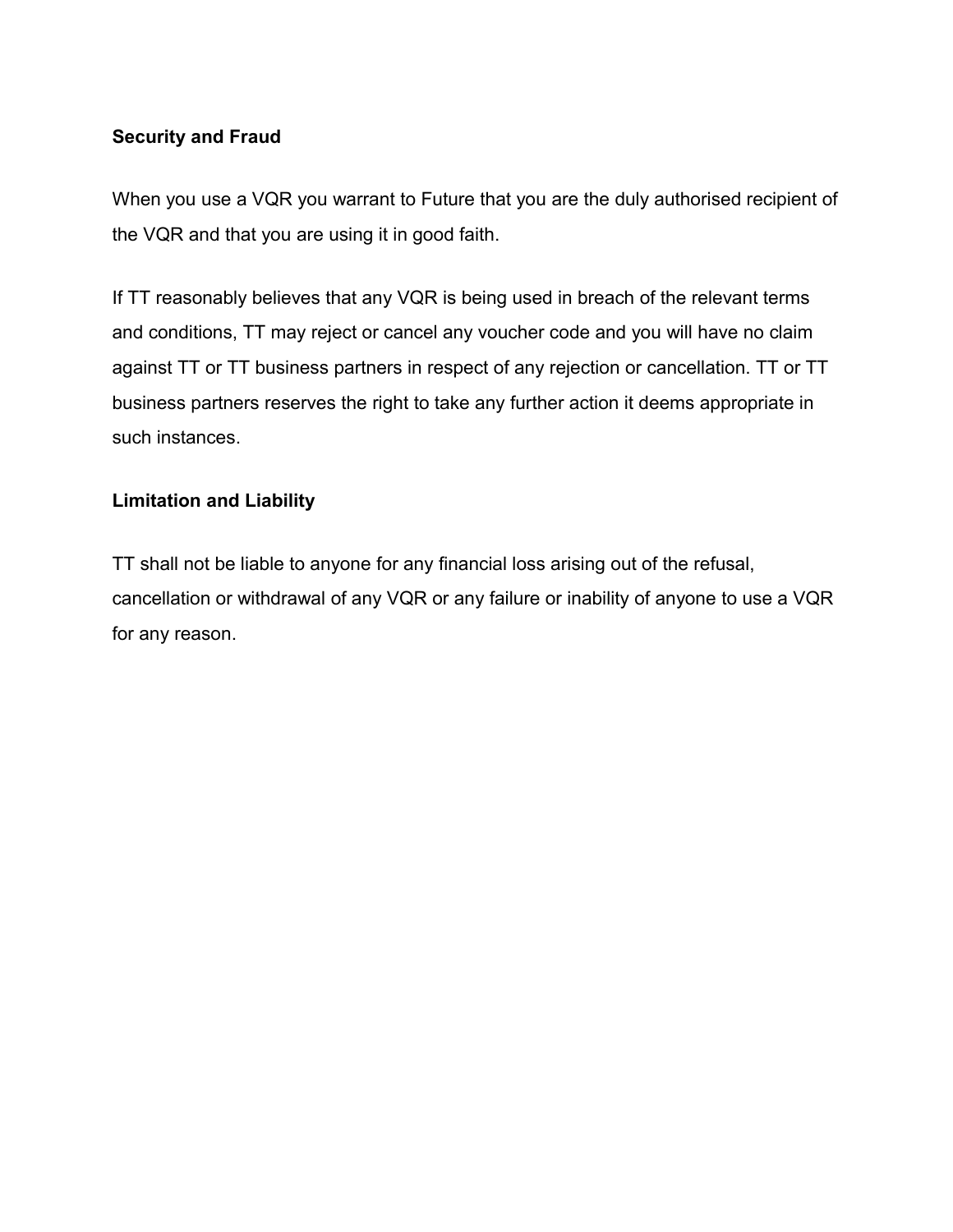**Security and Fraud**

When you use a VQR you warrant to Future that you are the duly authorised recipient of the VQR and that you are using it in good faith.

If TT reasonably believes that any VQR is being used in breach of the relevant terms and conditions, TT may reject or cancel any voucher code and you will have no claim against TT or TT business partners in respect of any rejection or cancellation. TT or TT business partners reserves the right to take any further action it deems appropriate in such instances.

**Limitation and Liability**

TT shall not be liable to anyone for any financial loss arising out of the refusal, cancellation or withdrawal of any VQR or any failure or inability of anyone to use a VQR for any reason.